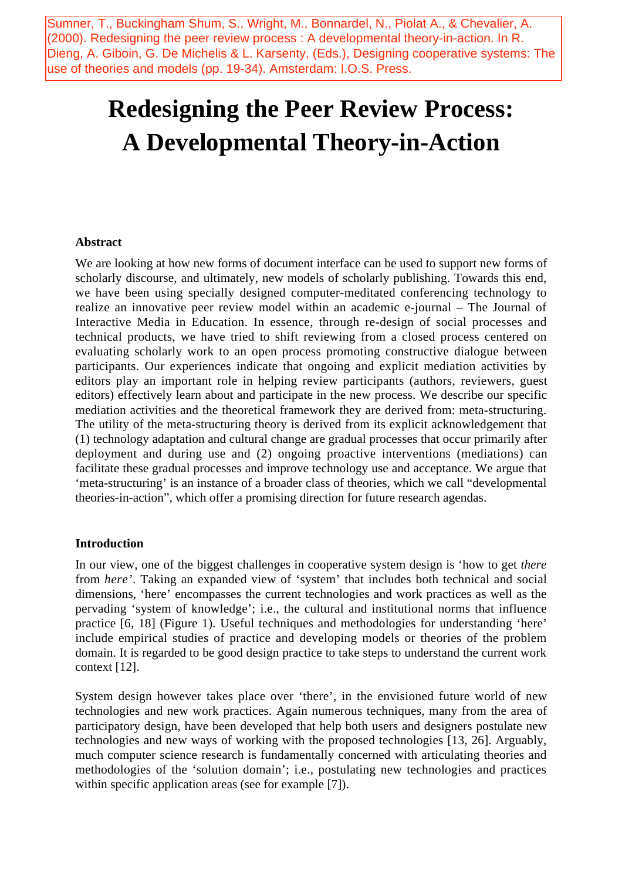Sumner, T., Buckingham Shum, S., Wright, M., Bonnardel, N., Piolat A., & Chevalier, A. (2000). Redesigning the peer review process : A developmental theory-in-action. In R. Dieng, A. Giboin, G. De Michelis & L. Karsenty, (Eds.), Designing cooperative systems: The use of theories and models (pp. 19-34). Amsterdam: I.O.S. Press.

# Redesigning the Peer Review Process: A Developmental Theory-in-Action

### Abstract

We are looking at how new forms of document interface can be used to support new forms of scholarly discourse, and ultimately, new models of scholarly publishing. Towards this end, we have been using specially designed computer-meditated conferencing technology to realize an innovative peer review model within an academic e-journal – The Journal of Interactive Media in Education. In essence, through re-design of social processes and technical products, we have tried to shift reviewing from a closed process centered on evaluating scholarly work to an open process promoting constructive dialogue between participants. Our experiences indicate that ongoing and explicit mediation activities by editors play an important role in helping review participants (authors, reviewers, guest editors) effectively learn about and participate in the new process. We describe our specific mediation activities and the theoretical framework they are derived from: meta-structuring. The utility of the meta-structuring theory is derived from its explicit acknowledgement that (1) technology adaptation and cultural change are gradual processes that occur primarily after deployment and during use and (2) ongoing proactive interventions (mediations) can facilitate these gradual processes and improve technology use and acceptance. We argue that 'meta-structuring' is an instance of a broader class of theories, which we call "developmental theories-in-action", which offer a promising direction for future research agendas.

### Introduction

In our view, one of the biggest challenges in cooperative system design is 'how to get *there* from *here*'. Taking an expanded view of 'system' that includes both technical and social dimensions, 'here' encompasses the current technologies and work practices as well as the pervading 'system of knowledge'; i.e., the cultural and institutional norms that influence practice [6, 18] (Figure 1). Useful techniques and methodologies for understanding 'here' include empirical studies of practice and developing models or theories of the problem domain. It is regarded to be good design practice to take steps to understand the current work context [12].

System design however takes place over 'there', in the envisioned future world of new technologies and new work practices. Again numerous techniques, many from the area of participatory design, have been developed that help both users and designers postulate new technologies and new ways of working with the proposed technologies [13, 26]. Arguably, much computer science research is fundamentally concerned with articulating theories and methodologies of the 'solution domain'; i.e., postulating new technologies and practices within specific application areas (see for example [7]).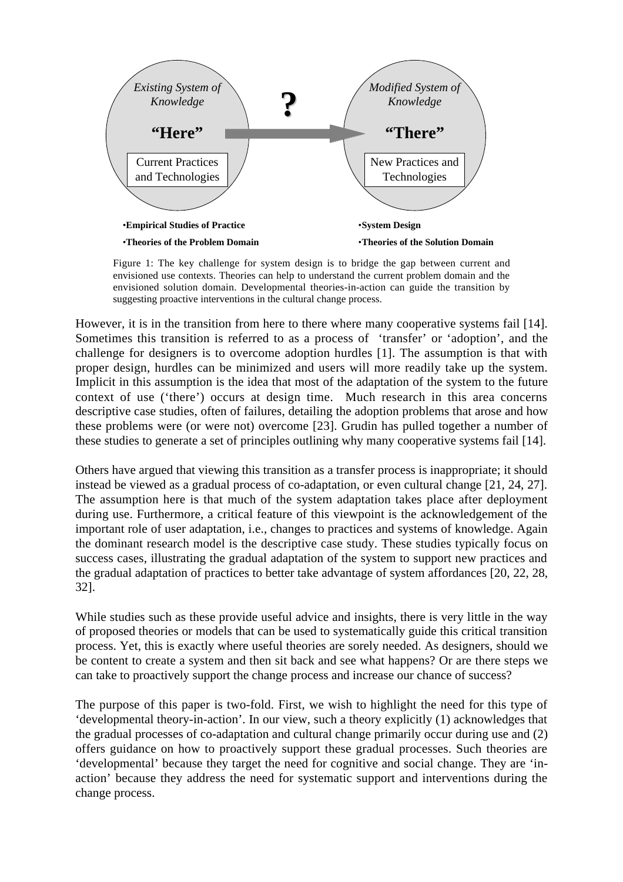*Existing System of Knowledge*

**"Here"**

Current Practices and Technologies

**?**

*Modified System of Knowledge*

**"There"**

New Practices and Technologies

- **Empirical Studies of Practice**
- **Theories of the Problem Domain**

- **System Design**
- **Theories of the Solution Domain**

Figure 1: The key challenge for system design is to bridge the gap between current and envisioned use contexts. Theories can help to understand the current problem domain and the envisioned solution domain. Developmental theories-in-action can guide the transition by suggesting proactive interventions in the cultural change process.

However, it is in the transition from here to there where many cooperative systems fail [14]. Sometimes this transition is referred to as a process of 'transfer' or 'adoption', and the challenge for designers is to overcome adoption hurdles [1]. The assumption is that with proper design, hurdles can be minimized and users will more readily take up the system. Implicit in this assumption is the idea that most of the adaptation of the system to the future context of use ('there') occurs at design time. Much research in this area concerns descriptive case studies, often of failures, detailing the adoption problems that arose and how these problems were (or were not) overcome [23]. Grudin has pulled together a number of these studies to generate a set of principles outlining why many cooperative systems fail [14].

Others have argued that viewing this transition as a transfer process is inappropriate; it should instead be viewed as a gradual process of co-adaptation, or even cultural change [21, 24, 27]. The assumption here is that much of the system adaptation takes place after deployment during use. Furthermore, a critical feature of this viewpoint is the acknowledgement of the important role of user adaptation, i.e., changes to practices and systems of knowledge. Again the dominant research model is the descriptive case study. These studies typically focus on success cases, illustrating the gradual adaptation of the system to support new practices and the gradual adaptation of practices to better take advantage of system affordances [20, 22, 28, 32].

While studies such as these provide useful advice and insights, there is very little in the way of proposed theories or models that can be used to systematically guide this critical transition process. Yet, this is exactly where useful theories are sorely needed. As designers, should we be content to create a system and then sit back and see what happens? Or are there steps we can take to proactively support the change process and increase our chance of success?

The purpose of this paper is two-fold. First, we wish to highlight the need for this type of 'developmental theory-in-action'. In our view, such a theory explicitly (1) acknowledges that the gradual processes of co-adaptation and cultural change primarily occur during use and (2) offers guidance on how to proactively support these gradual processes. Such theories are 'developmental' because they target the need for cognitive and social change. They are 'in-action' because they address the need for systematic support and interventions during the change process.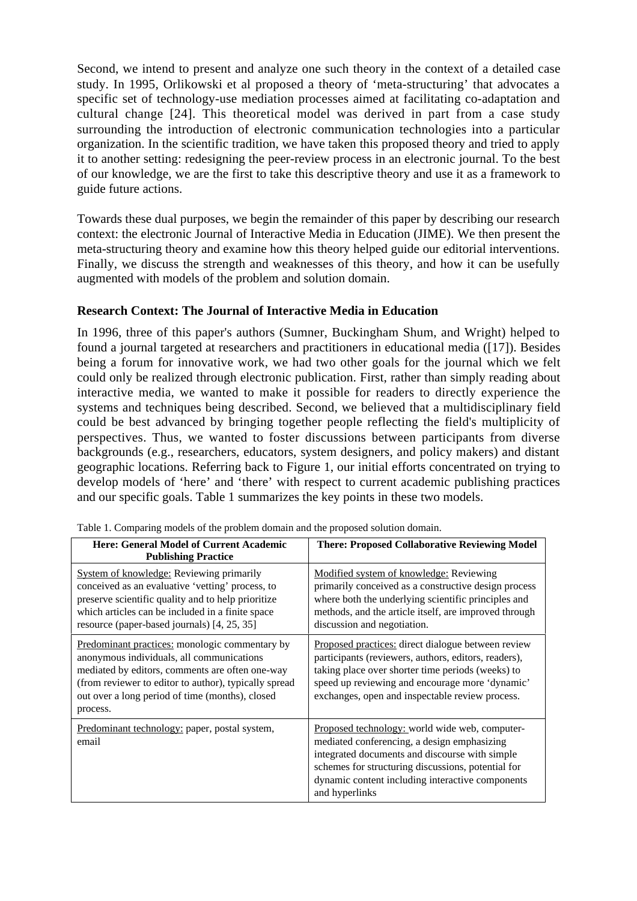Second, we intend to present and analyze one such theory in the context of a detailed case study. In 1995, Orlikowski et al proposed a theory of 'meta-structuring' that advocates a specific set of technology-use mediation processes aimed at facilitating co-adaptation and cultural change [24]. This theoretical model was derived in part from a case study surrounding the introduction of electronic communication technologies into a particular organization. In the scientific tradition, we have taken this proposed theory and tried to apply it to another setting: redesigning the peer-review process in an electronic journal. To the best of our knowledge, we are the first to take this descriptive theory and use it as a framework to guide future actions.

Towards these dual purposes, we begin the remainder of this paper by describing our research context: the electronic Journal of Interactive Media in Education (JIME). We then present the meta-structuring theory and examine how this theory helped guide our editorial interventions. Finally, we discuss the strength and weaknesses of this theory, and how it can be usefully augmented with models of the problem and solution domain.

## Research Context: The Journal of Interactive Media in Education

In 1996, three of this paper's authors (Sumner, Buckingham Shum, and Wright) helped to found a journal targeted at researchers and practitioners in educational media ([17]). Besides being a forum for innovative work, we had two other goals for the journal which we felt could only be realized through electronic publication. First, rather than simply reading about interactive media, we wanted to make it possible for readers to directly experience the systems and techniques being described. Second, we believed that a multidisciplinary field could be best advanced by bringing together people reflecting the field's multiplicity of perspectives. Thus, we wanted to foster discussions between participants from diverse backgrounds (e.g., researchers, educators, system designers, and policy makers) and distant geographic locations. Referring back to Figure 1, our initial efforts concentrated on trying to develop models of 'here' and 'there' with respect to current academic publishing practices and our specific goals. Table 1 summarizes the key points in these two models.

Table 1. Comparing models of the problem domain and the proposed solution domain.

| Here: General Model of Current Academic Publishing Practice | There: Proposed Collaborative Reviewing Model |
|---|---|
| <u>System of knowledge:</u> Reviewing primarily conceived as an evaluative 'vetting' process, to preserve scientific quality and to help prioritize which articles can be included in a finite space resource (paper-based journals) [4, 25, 35] | <u>Modified system of knowledge:</u> Reviewing primarily conceived as a constructive design process where both the underlying scientific principles and methods, and the article itself, are improved through discussion and negotiation. |
| <u>Predominant practices:</u> monologic commentary by anonymous individuals, all communications mediated by editors, comments are often one-way (from reviewer to editor to author), typically spread out over a long period of time (months), closed process. | <u>Proposed practices:</u> direct dialogue between review participants (reviewers, authors, editors, readers), taking place over shorter time periods (weeks) to speed up reviewing and encourage more 'dynamic' exchanges, open and inspectable review process. |
| <u>Predominant technology:</u> paper, postal system, email | <u>Proposed technology:</u> world wide web, computer-mediated conferencing, a design emphasizing integrated documents and discourse with simple schemes for structuring discussions, potential for dynamic content including interactive components and hyperlinks |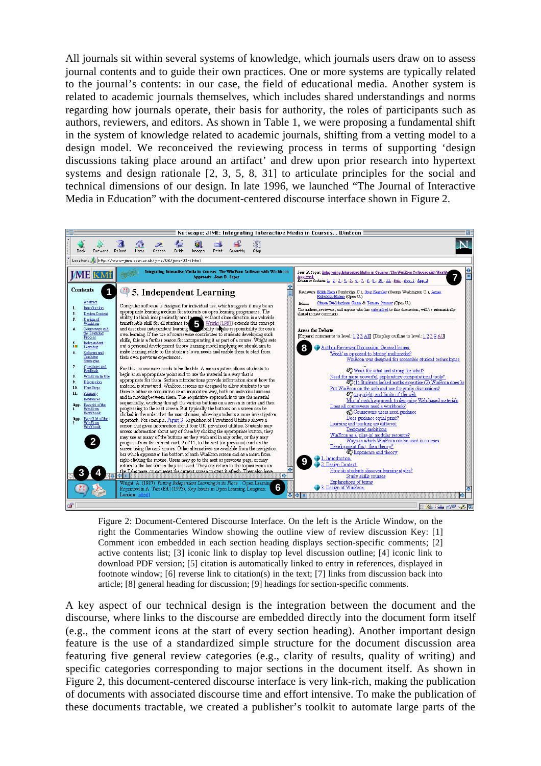All journals sit within several systems of knowledge, which journals users draw on to assess journal contents and to guide their own practices. One or more systems are typically related to the journal's contents: in our case, the field of educational media. Another system is related to academic journals themselves, which includes shared understandings and norms regarding how journals operate, their basis for authority, the roles of participants such as authors, reviewers, and editors. As shown in Table 1, we were proposing a fundamental shift in the system of knowledge related to academic journals, shifting from a vetting model to a design model. We reconceived the reviewing process in terms of supporting 'design discussions taking place around an artifact' and drew upon prior research into hypertext systems and design rationale [2, 3, 5, 8, 31] to articulate principles for the social and technical dimensions of our design. In late 1996, we launched "The Journal of Interactive Media in Education" with the document-centered discourse interface shown in Figure 2.

Figure 2: Document-Centered Discourse Interface. On the left is the Article Window, on the right the Commentaries Window showing the outline view of review discussion Key: [1] Comment icon embedded in each section heading displays section-specific comments; [2] active contents list; [3] iconic link to display top level discussion outline; [4] iconic link to download PDF version; [5] citation is automatically linked to entry in references, displayed in footnote window; [6] reverse link to citation(s) in the text; [7] links from discussion back into article; [8] general heading for discussion; [9] headings for section-specific comments.

A key aspect of our technical design is the integration between the document and the discourse, where links to the discourse are embedded directly into the document form itself (e.g., the comment icons at the start of every section heading). Another important design feature is the use of a standardized simple structure for the document discussion area featuring five general review categories (e.g., clarity of results, quality of writing) and specific categories corresponding to major sections in the document itself. As shown in Figure 2, this document-centered discourse interface is very link-rich, making the publication of documents with associated discourse time and effort intensive. To make the publication of these documents tractable, we created a publisher's toolkit to automate large parts of the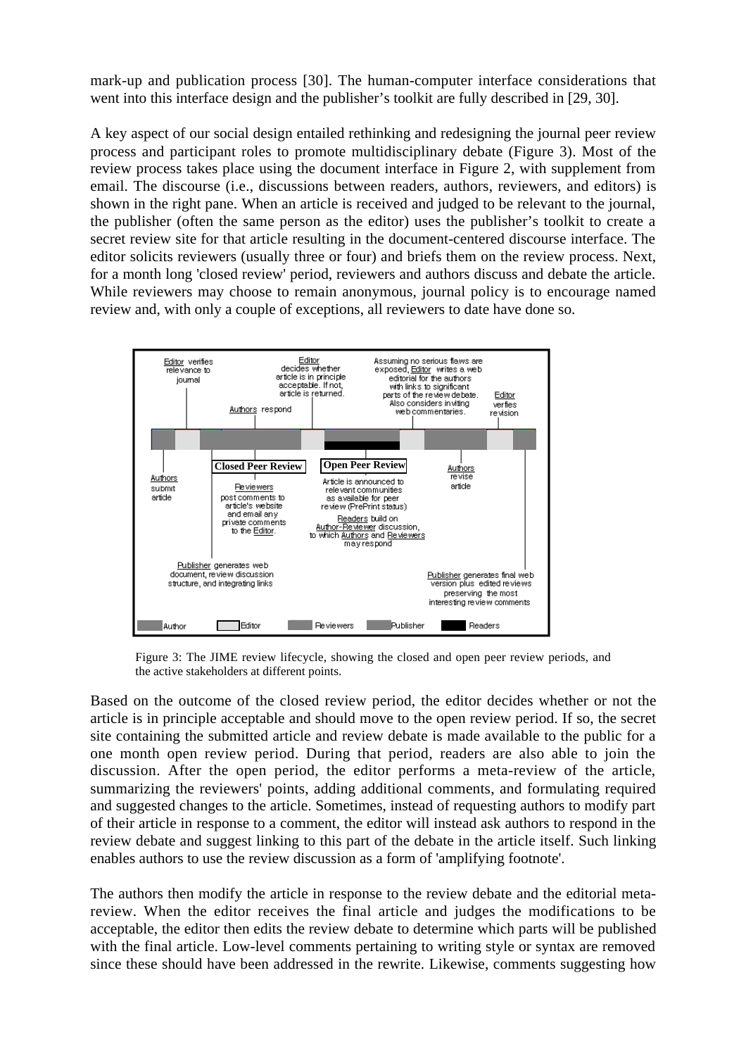mark-up and publication process [30]. The human-computer interface considerations that went into this interface design and the publisher's toolkit are fully described in [29, 30].

A key aspect of our social design entailed rethinking and redesigning the journal peer review process and participant roles to promote multidisciplinary debate (Figure 3). Most of the review process takes place using the document interface in Figure 2, with supplement from email. The discourse (i.e., discussions between readers, authors, reviewers, and editors) is shown in the right pane. When an article is received and judged to be relevant to the journal, the publisher (often the same person as the editor) uses the publisher's toolkit to create a secret review site for that article resulting in the document-centered discourse interface. The editor solicits reviewers (usually three or four) and briefs them on the review process. Next, for a month long 'closed review' period, reviewers and authors discuss and debate the article. While reviewers may choose to remain anonymous, journal policy is to encourage named review and, with only a couple of exceptions, all reviewers to date have done so.

Editor verifies relevance to journal

Authors respond

Editor decides whether article is in principle acceptable. If not, article is returned.

Assuming no serious flaws are exposed, Editor writes a web editorial for the authors with links to significant parts of the review debate. Also considers inviting web commentaries.

Editor verifies revision

Authors submit article

Closed Peer Review

Reviewers post comments to article's website and email any private comments to the Editor.

Open Peer Review

Article is announced to relevant communities as available for peer review (PrePrint status)

Readers build on Author-Reviewer discussion, to which Authors and Reviewers may respond

Authors revise article

Publisher generates web document, review discussion structure, and integrating links

Publisher generates final web version plus edited reviews preserving the most interesting review comments

Author | Editor | Reviewers | Publisher | Readers

Figure 3: The JIME review lifecycle, showing the closed and open peer review periods, and the active stakeholders at different points.

Based on the outcome of the closed review period, the editor decides whether or not the article is in principle acceptable and should move to the open review period. If so, the secret site containing the submitted article and review debate is made available to the public for a one month open review period. During that period, readers are also able to join the discussion. After the open period, the editor performs a meta-review of the article, summarizing the reviewers' points, adding additional comments, and formulating required and suggested changes to the article. Sometimes, instead of requesting authors to modify part of their article in response to a comment, the editor will instead ask authors to respond in the review debate and suggest linking to this part of the debate in the article itself. Such linking enables authors to use the review discussion as a form of 'amplifying footnote'.

The authors then modify the article in response to the review debate and the editorial meta-review. When the editor receives the final article and judges the modifications to be acceptable, the editor then edits the review debate to determine which parts will be published with the final article. Low-level comments pertaining to writing style or syntax are removed since these should have been addressed in the rewrite. Likewise, comments suggesting how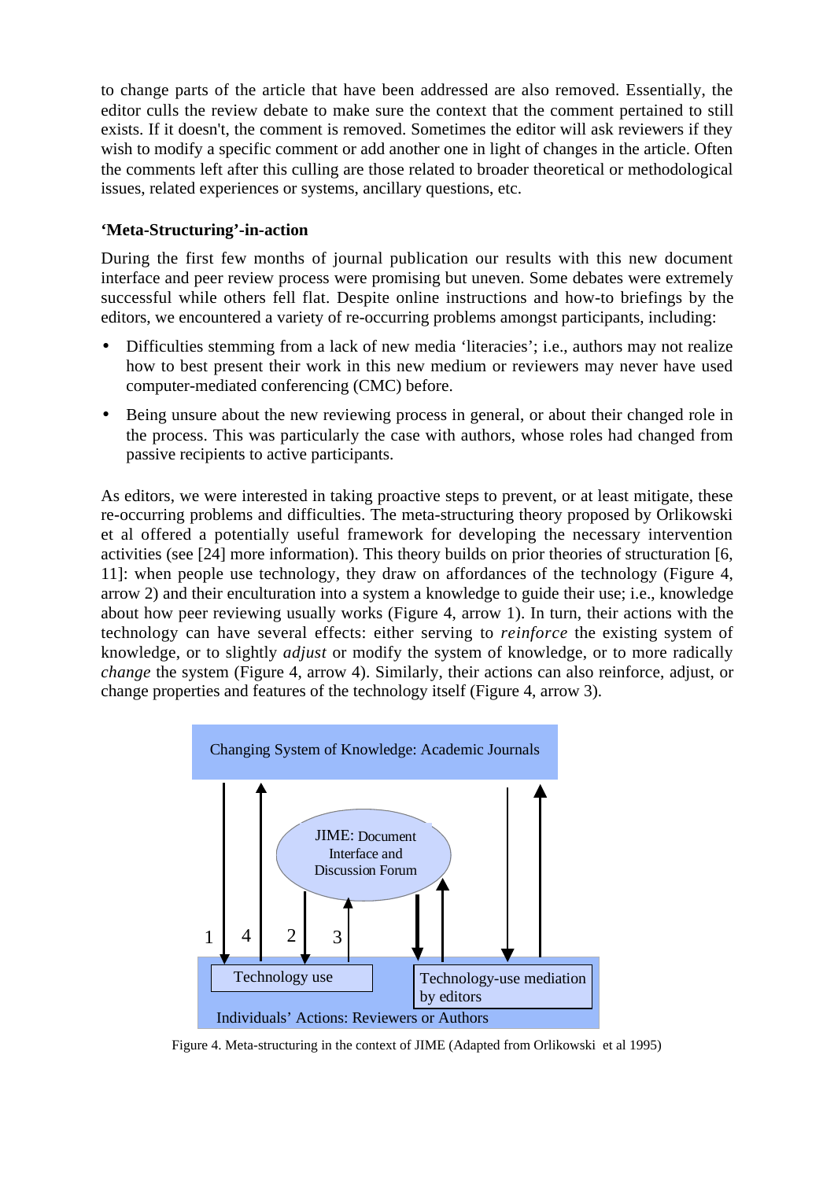to change parts of the article that have been addressed are also removed. Essentially, the editor culls the review debate to make sure the context that the comment pertained to still exists. If it doesn't, the comment is removed. Sometimes the editor will ask reviewers if they wish to modify a specific comment or add another one in light of changes in the article. Often the comments left after this culling are those related to broader theoretical or methodological issues, related experiences or systems, ancillary questions, etc.

**'Meta-Structuring'-in-action**

During the first few months of journal publication our results with this new document interface and peer review process were promising but uneven. Some debates were extremely successful while others fell flat. Despite online instructions and how-to briefings by the editors, we encountered a variety of re-occurring problems amongst participants, including:

- Difficulties stemming from a lack of new media 'literacies'; i.e., authors may not realize how to best present their work in this new medium or reviewers may never have used computer-mediated conferencing (CMC) before.
- Being unsure about the new reviewing process in general, or about their changed role in the process. This was particularly the case with authors, whose roles had changed from passive recipients to active participants.

As editors, we were interested in taking proactive steps to prevent, or at least mitigate, these re-occurring problems and difficulties. The meta-structuring theory proposed by Orlikowski et al offered a potentially useful framework for developing the necessary intervention activities (see [24] more information). This theory builds on prior theories of structuration [6, 11]: when people use technology, they draw on affordances of the technology (Figure 4, arrow 2) and their enculturation into a system a knowledge to guide their use; i.e., knowledge about how peer reviewing usually works (Figure 4, arrow 1). In turn, their actions with the technology can have several effects: either serving to *reinforce* the existing system of knowledge, or to slightly *adjust* or modify the system of knowledge, or to more radically *change* the system (Figure 4, arrow 4). Similarly, their actions can also reinforce, adjust, or change properties and features of the technology itself (Figure 4, arrow 3).

Changing System of Knowledge: Academic Journals

JIME: Document Interface and Discussion Forum

1 4 2 3

Technology use

Technology-use mediation by editors

Individuals' Actions: Reviewers or Authors

Figure 4. Meta-structuring in the context of JIME (Adapted from Orlikowski et al 1995)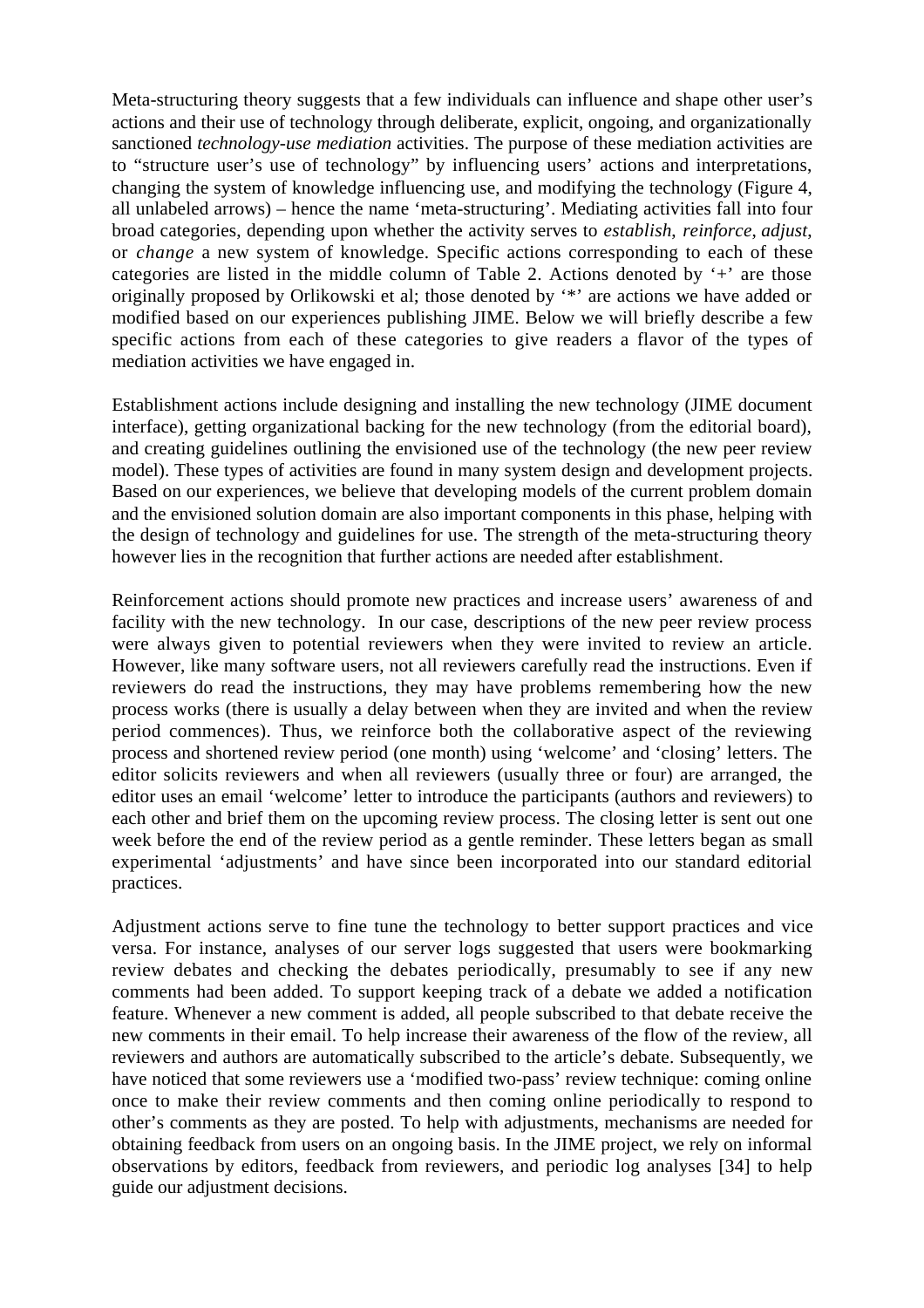Meta-structuring theory suggests that a few individuals can influence and shape other user's actions and their use of technology through deliberate, explicit, ongoing, and organizationally sanctioned *technology-use mediation* activities. The purpose of these mediation activities are to "structure user's use of technology" by influencing users' actions and interpretations, changing the system of knowledge influencing use, and modifying the technology (Figure 4, all unlabeled arrows) – hence the name 'meta-structuring'. Mediating activities fall into four broad categories, depending upon whether the activity serves to *establish*, *reinforce*, *adjust*, or *change* a new system of knowledge. Specific actions corresponding to each of these categories are listed in the middle column of Table 2. Actions denoted by '+' are those originally proposed by Orlikowski et al; those denoted by '*' are actions we have added or modified based on our experiences publishing JIME. Below we will briefly describe a few specific actions from each of these categories to give readers a flavor of the types of mediation activities we have engaged in.

Establishment actions include designing and installing the new technology (JIME document interface), getting organizational backing for the new technology (from the editorial board), and creating guidelines outlining the envisioned use of the technology (the new peer review model). These types of activities are found in many system design and development projects. Based on our experiences, we believe that developing models of the current problem domain and the envisioned solution domain are also important components in this phase, helping with the design of technology and guidelines for use. The strength of the meta-structuring theory however lies in the recognition that further actions are needed after establishment.

Reinforcement actions should promote new practices and increase users' awareness of and facility with the new technology. In our case, descriptions of the new peer review process were always given to potential reviewers when they were invited to review an article. However, like many software users, not all reviewers carefully read the instructions. Even if reviewers do read the instructions, they may have problems remembering how the new process works (there is usually a delay between when they are invited and when the review period commences). Thus, we reinforce both the collaborative aspect of the reviewing process and shortened review period (one month) using 'welcome' and 'closing' letters. The editor solicits reviewers and when all reviewers (usually three or four) are arranged, the editor uses an email 'welcome' letter to introduce the participants (authors and reviewers) to each other and brief them on the upcoming review process. The closing letter is sent out one week before the end of the review period as a gentle reminder. These letters began as small experimental 'adjustments' and have since been incorporated into our standard editorial practices.

Adjustment actions serve to fine tune the technology to better support practices and vice versa. For instance, analyses of our server logs suggested that users were bookmarking review debates and checking the debates periodically, presumably to see if any new comments had been added. To support keeping track of a debate we added a notification feature. Whenever a new comment is added, all people subscribed to that debate receive the new comments in their email. To help increase their awareness of the flow of the review, all reviewers and authors are automatically subscribed to the article's debate. Subsequently, we have noticed that some reviewers use a 'modified two-pass' review technique: coming online once to make their review comments and then coming online periodically to respond to other's comments as they are posted. To help with adjustments, mechanisms are needed for obtaining feedback from users on an ongoing basis. In the JIME project, we rely on informal observations by editors, feedback from reviewers, and periodic log analyses [34] to help guide our adjustment decisions.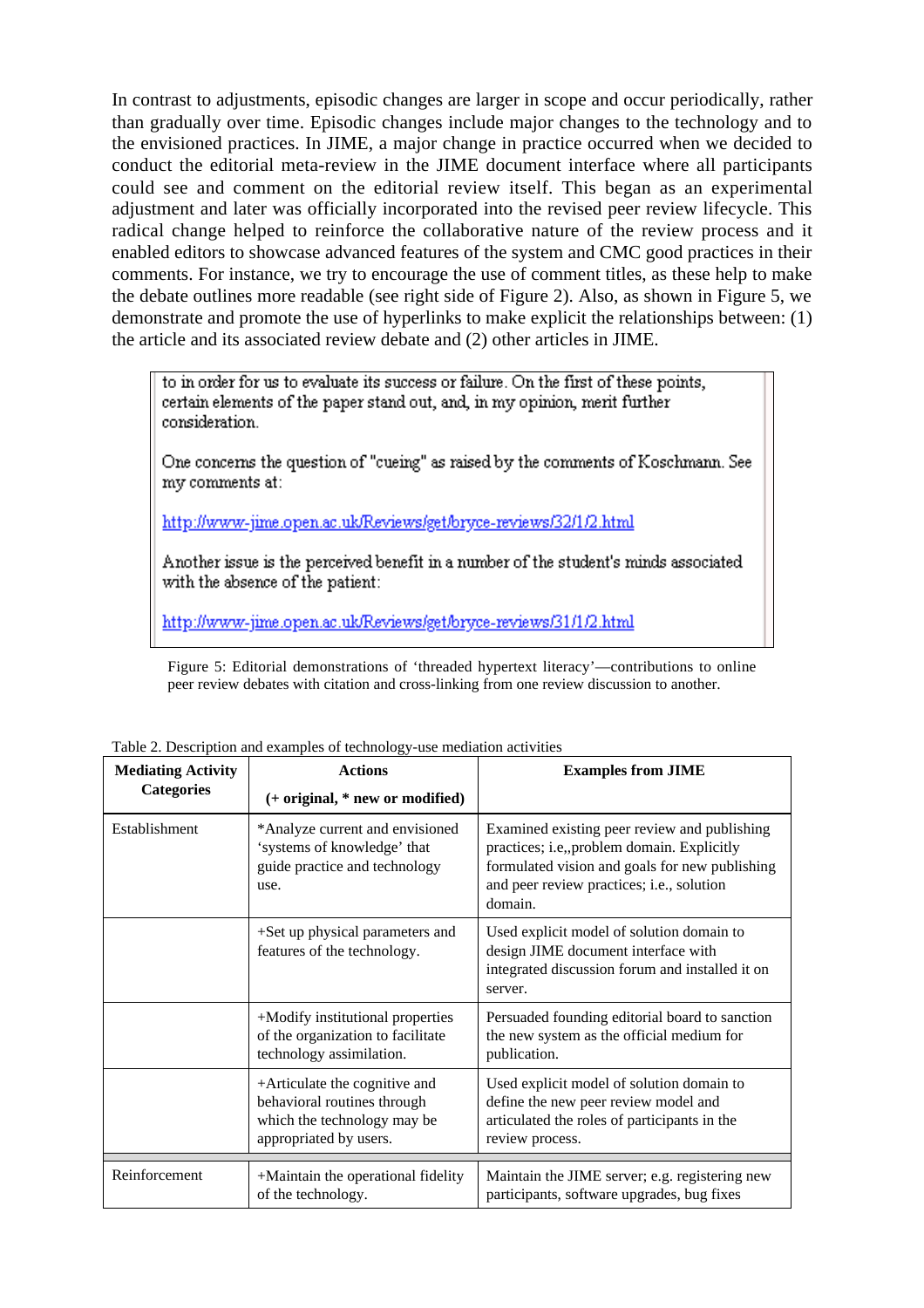In contrast to adjustments, episodic changes are larger in scope and occur periodically, rather than gradually over time. Episodic changes include major changes to the technology and to the envisioned practices. In JIME, a major change in practice occurred when we decided to conduct the editorial meta-review in the JIME document interface where all participants could see and comment on the editorial review itself. This began as an experimental adjustment and later was officially incorporated into the revised peer review lifecycle. This radical change helped to reinforce the collaborative nature of the review process and it enabled editors to showcase advanced features of the system and CMC good practices in their comments. For instance, we try to encourage the use of comment titles, as these help to make the debate outlines more readable (see right side of Figure 2). Also, as shown in Figure 5, we demonstrate and promote the use of hyperlinks to make explicit the relationships between: (1) the article and its associated review debate and (2) other articles in JIME.

> to in order for us to evaluate its success or failure. On the first of these points, certain elements of the paper stand out, and, in my opinion, merit further consideration.
>
> One concerns the question of "cueing" as raised by the comments of Koschmann. See my comments at:
>
> http://www-jime.open.ac.uk/Reviews/get/bryce-reviews/32/1/2.html
>
> Another issue is the perceived benefit in a number of the student's minds associated with the absence of the patient:
>
> http://www-jime.open.ac.uk/Reviews/get/bryce-reviews/31/1/2.html

Figure 5: Editorial demonstrations of 'threaded hypertext literacy'—contributions to online peer review debates with citation and cross-linking from one review discussion to another.

Table 2. Description and examples of technology-use mediation activities

| **Mediating Activity Categories** | **Actions** (+ original, * new or modified) | **Examples from JIME** |
|---|---|---|
| Establishment | *Analyze current and envisioned 'systems of knowledge' that guide practice and technology use. | Examined existing peer review and publishing practices; i.e,,problem domain. Explicitly formulated vision and goals for new publishing and peer review practices; i.e., solution domain. |
| | +Set up physical parameters and features of the technology. | Used explicit model of solution domain to design JIME document interface with integrated discussion forum and installed it on server. |
| | +Modify institutional properties of the organization to facilitate technology assimilation. | Persuaded founding editorial board to sanction the new system as the official medium for publication. |
| | +Articulate the cognitive and behavioral routines through which the technology may be appropriated by users. | Used explicit model of solution domain to define the new peer review model and articulated the roles of participants in the review process. |
| Reinforcement | +Maintain the operational fidelity of the technology. | Maintain the JIME server; e.g. registering new participants, software upgrades, bug fixes |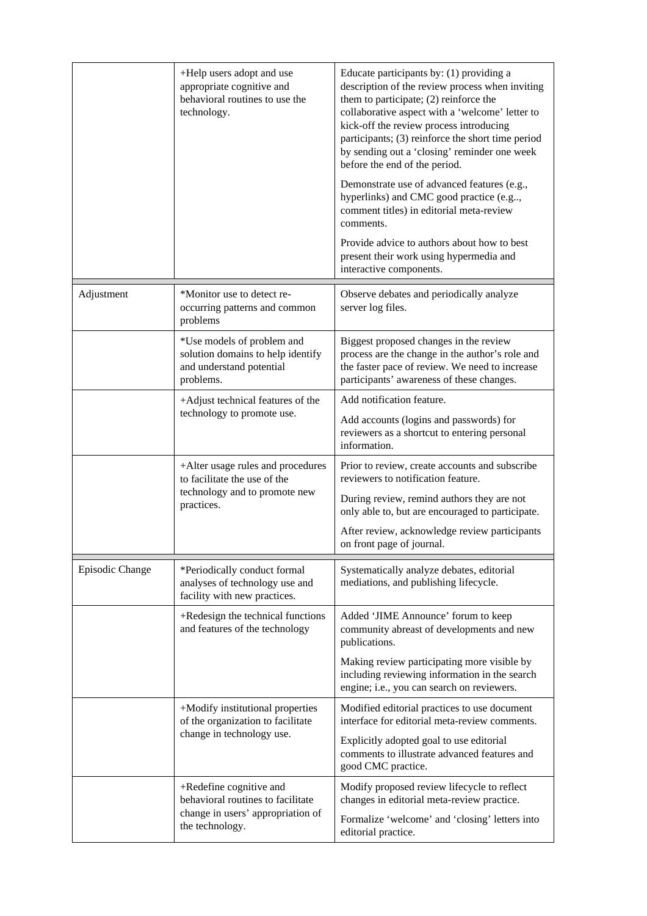| | | |
|---|---|---|
| | +Help users adopt and use appropriate cognitive and behavioral routines to use the technology. | Educate participants by: (1) providing a description of the review process when inviting them to participate; (2) reinforce the collaborative aspect with a 'welcome' letter to kick-off the review process introducing participants; (3) reinforce the short time period by sending out a 'closing' reminder one week before the end of the period.<br><br>Demonstrate use of advanced features (e.g., hyperlinks) and CMC good practice (e.g.., comment titles) in editorial meta-review comments.<br><br>Provide advice to authors about how to best present their work using hypermedia and interactive components. |
| Adjustment | *Monitor use to detect re-occurring patterns and common problems | Observe debates and periodically analyze server log files. |
| | *Use models of problem and solution domains to help identify and understand potential problems. | Biggest proposed changes in the review process are the change in the author's role and the faster pace of review. We need to increase participants' awareness of these changes. |
| | +Adjust technical features of the technology to promote use. | Add notification feature.<br><br>Add accounts (logins and passwords) for reviewers as a shortcut to entering personal information. |
| | +Alter usage rules and procedures to facilitate the use of the technology and to promote new practices. | Prior to review, create accounts and subscribe reviewers to notification feature.<br><br>During review, remind authors they are not only able to, but are encouraged to participate.<br><br>After review, acknowledge review participants on front page of journal. |
| Episodic Change | *Periodically conduct formal analyses of technology use and facility with new practices. | Systematically analyze debates, editorial mediations, and publishing lifecycle. |
| | +Redesign the technical functions and features of the technology | Added 'JIME Announce' forum to keep community abreast of developments and new publications.<br><br>Making review participating more visible by including reviewing information in the search engine; i.e., you can search on reviewers. |
| | +Modify institutional properties of the organization to facilitate change in technology use. | Modified editorial practices to use document interface for editorial meta-review comments.<br><br>Explicitly adopted goal to use editorial comments to illustrate advanced features and good CMC practice. |
| | +Redefine cognitive and behavioral routines to facilitate change in users' appropriation of the technology. | Modify proposed review lifecycle to reflect changes in editorial meta-review practice.<br><br>Formalize 'welcome' and 'closing' letters into editorial practice. |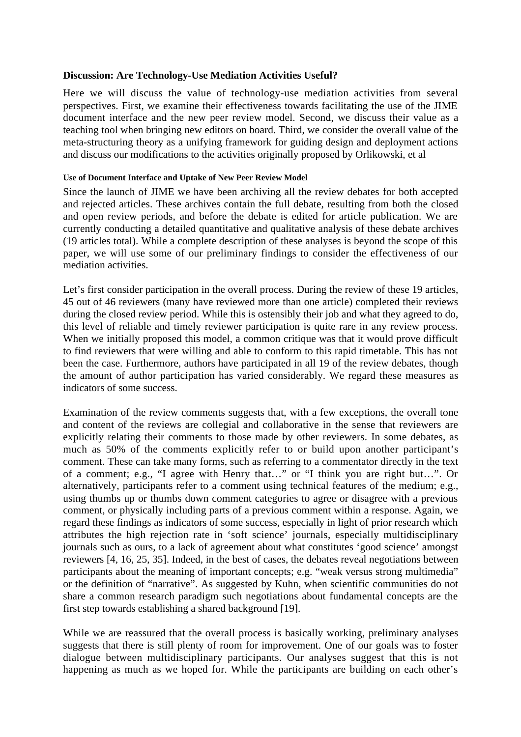### Discussion: Are Technology-Use Mediation Activities Useful?

Here we will discuss the value of technology-use mediation activities from several perspectives. First, we examine their effectiveness towards facilitating the use of the JIME document interface and the new peer review model. Second, we discuss their value as a teaching tool when bringing new editors on board. Third, we consider the overall value of the meta-structuring theory as a unifying framework for guiding design and deployment actions and discuss our modifications to the activities originally proposed by Orlikowski, et al

#### Use of Document Interface and Uptake of New Peer Review Model

Since the launch of JIME we have been archiving all the review debates for both accepted and rejected articles. These archives contain the full debate, resulting from both the closed and open review periods, and before the debate is edited for article publication. We are currently conducting a detailed quantitative and qualitative analysis of these debate archives (19 articles total). While a complete description of these analyses is beyond the scope of this paper, we will use some of our preliminary findings to consider the effectiveness of our mediation activities.

Let's first consider participation in the overall process. During the review of these 19 articles, 45 out of 46 reviewers (many have reviewed more than one article) completed their reviews during the closed review period. While this is ostensibly their job and what they agreed to do, this level of reliable and timely reviewer participation is quite rare in any review process. When we initially proposed this model, a common critique was that it would prove difficult to find reviewers that were willing and able to conform to this rapid timetable. This has not been the case. Furthermore, authors have participated in all 19 of the review debates, though the amount of author participation has varied considerably. We regard these measures as indicators of some success.

Examination of the review comments suggests that, with a few exceptions, the overall tone and content of the reviews are collegial and collaborative in the sense that reviewers are explicitly relating their comments to those made by other reviewers. In some debates, as much as 50% of the comments explicitly refer to or build upon another participant's comment. These can take many forms, such as referring to a commentator directly in the text of a comment; e.g., "I agree with Henry that…" or "I think you are right but…". Or alternatively, participants refer to a comment using technical features of the medium; e.g., using thumbs up or thumbs down comment categories to agree or disagree with a previous comment, or physically including parts of a previous comment within a response. Again, we regard these findings as indicators of some success, especially in light of prior research which attributes the high rejection rate in 'soft science' journals, especially multidisciplinary journals such as ours, to a lack of agreement about what constitutes 'good science' amongst reviewers [4, 16, 25, 35]. Indeed, in the best of cases, the debates reveal negotiations between participants about the meaning of important concepts; e.g. "weak versus strong multimedia" or the definition of "narrative". As suggested by Kuhn, when scientific communities do not share a common research paradigm such negotiations about fundamental concepts are the first step towards establishing a shared background [19].

While we are reassured that the overall process is basically working, preliminary analyses suggests that there is still plenty of room for improvement. One of our goals was to foster dialogue between multidisciplinary participants. Our analyses suggest that this is not happening as much as we hoped for. While the participants are building on each other's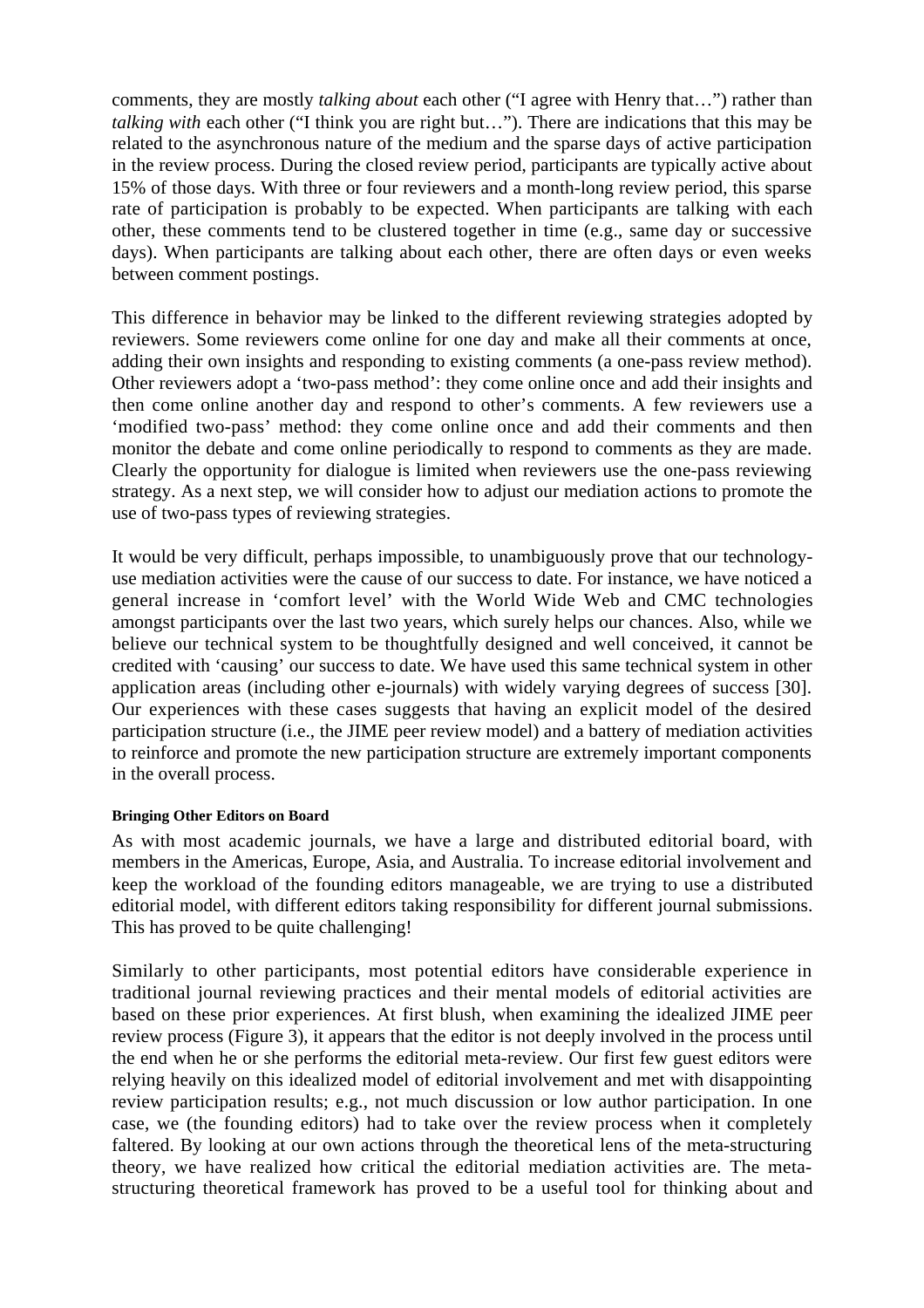comments, they are mostly *talking about* each other ("I agree with Henry that…") rather than *talking with* each other ("I think you are right but…"). There are indications that this may be related to the asynchronous nature of the medium and the sparse days of active participation in the review process. During the closed review period, participants are typically active about 15% of those days. With three or four reviewers and a month-long review period, this sparse rate of participation is probably to be expected. When participants are talking with each other, these comments tend to be clustered together in time (e.g., same day or successive days). When participants are talking about each other, there are often days or even weeks between comment postings.

This difference in behavior may be linked to the different reviewing strategies adopted by reviewers. Some reviewers come online for one day and make all their comments at once, adding their own insights and responding to existing comments (a one-pass review method). Other reviewers adopt a 'two-pass method': they come online once and add their insights and then come online another day and respond to other's comments. A few reviewers use a 'modified two-pass' method: they come online once and add their comments and then monitor the debate and come online periodically to respond to comments as they are made. Clearly the opportunity for dialogue is limited when reviewers use the one-pass reviewing strategy. As a next step, we will consider how to adjust our mediation actions to promote the use of two-pass types of reviewing strategies.

It would be very difficult, perhaps impossible, to unambiguously prove that our technology-use mediation activities were the cause of our success to date. For instance, we have noticed a general increase in 'comfort level' with the World Wide Web and CMC technologies amongst participants over the last two years, which surely helps our chances. Also, while we believe our technical system to be thoughtfully designed and well conceived, it cannot be credited with 'causing' our success to date. We have used this same technical system in other application areas (including other e-journals) with widely varying degrees of success [30]. Our experiences with these cases suggests that having an explicit model of the desired participation structure (i.e., the JIME peer review model) and a battery of mediation activities to reinforce and promote the new participation structure are extremely important components in the overall process.

#### Bringing Other Editors on Board

As with most academic journals, we have a large and distributed editorial board, with members in the Americas, Europe, Asia, and Australia. To increase editorial involvement and keep the workload of the founding editors manageable, we are trying to use a distributed editorial model, with different editors taking responsibility for different journal submissions. This has proved to be quite challenging!

Similarly to other participants, most potential editors have considerable experience in traditional journal reviewing practices and their mental models of editorial activities are based on these prior experiences. At first blush, when examining the idealized JIME peer review process (Figure 3), it appears that the editor is not deeply involved in the process until the end when he or she performs the editorial meta-review. Our first few guest editors were relying heavily on this idealized model of editorial involvement and met with disappointing review participation results; e.g., not much discussion or low author participation. In one case, we (the founding editors) had to take over the review process when it completely faltered. By looking at our own actions through the theoretical lens of the meta-structuring theory, we have realized how critical the editorial mediation activities are. The meta-structuring theoretical framework has proved to be a useful tool for thinking about and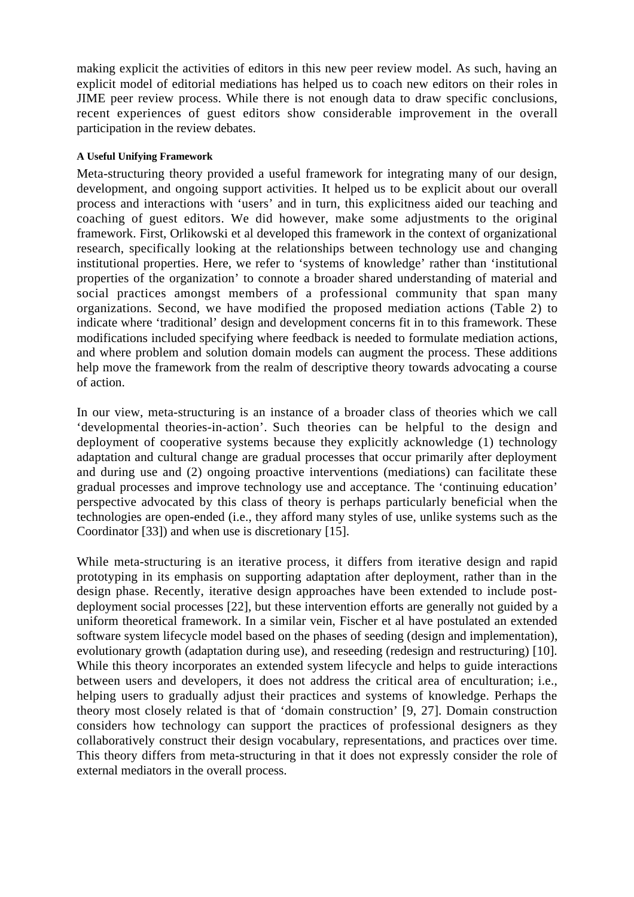making explicit the activities of editors in this new peer review model. As such, having an explicit model of editorial mediations has helped us to coach new editors on their roles in JIME peer review process. While there is not enough data to draw specific conclusions, recent experiences of guest editors show considerable improvement in the overall participation in the review debates.

#### A Useful Unifying Framework

Meta-structuring theory provided a useful framework for integrating many of our design, development, and ongoing support activities. It helped us to be explicit about our overall process and interactions with 'users' and in turn, this explicitness aided our teaching and coaching of guest editors. We did however, make some adjustments to the original framework. First, Orlikowski et al developed this framework in the context of organizational research, specifically looking at the relationships between technology use and changing institutional properties. Here, we refer to 'systems of knowledge' rather than 'institutional properties of the organization' to connote a broader shared understanding of material and social practices amongst members of a professional community that span many organizations. Second, we have modified the proposed mediation actions (Table 2) to indicate where 'traditional' design and development concerns fit in to this framework. These modifications included specifying where feedback is needed to formulate mediation actions, and where problem and solution domain models can augment the process. These additions help move the framework from the realm of descriptive theory towards advocating a course of action.

In our view, meta-structuring is an instance of a broader class of theories which we call 'developmental theories-in-action'. Such theories can be helpful to the design and deployment of cooperative systems because they explicitly acknowledge (1) technology adaptation and cultural change are gradual processes that occur primarily after deployment and during use and (2) ongoing proactive interventions (mediations) can facilitate these gradual processes and improve technology use and acceptance. The 'continuing education' perspective advocated by this class of theory is perhaps particularly beneficial when the technologies are open-ended (i.e., they afford many styles of use, unlike systems such as the Coordinator [33]) and when use is discretionary [15].

While meta-structuring is an iterative process, it differs from iterative design and rapid prototyping in its emphasis on supporting adaptation after deployment, rather than in the design phase. Recently, iterative design approaches have been extended to include post-deployment social processes [22], but these intervention efforts are generally not guided by a uniform theoretical framework. In a similar vein, Fischer et al have postulated an extended software system lifecycle model based on the phases of seeding (design and implementation), evolutionary growth (adaptation during use), and reseeding (redesign and restructuring) [10]. While this theory incorporates an extended system lifecycle and helps to guide interactions between users and developers, it does not address the critical area of enculturation; i.e., helping users to gradually adjust their practices and systems of knowledge. Perhaps the theory most closely related is that of 'domain construction' [9, 27]. Domain construction considers how technology can support the practices of professional designers as they collaboratively construct their design vocabulary, representations, and practices over time. This theory differs from meta-structuring in that it does not expressly consider the role of external mediators in the overall process.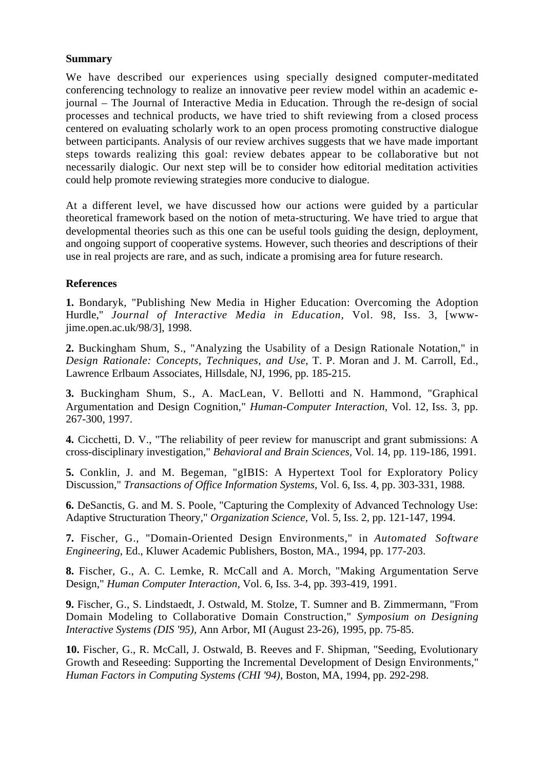**Summary**

We have described our experiences using specially designed computer-meditated conferencing technology to realize an innovative peer review model within an academic e-journal – The Journal of Interactive Media in Education. Through the re-design of social processes and technical products, we have tried to shift reviewing from a closed process centered on evaluating scholarly work to an open process promoting constructive dialogue between participants. Analysis of our review archives suggests that we have made important steps towards realizing this goal: review debates appear to be collaborative but not necessarily dialogic. Our next step will be to consider how editorial meditation activities could help promote reviewing strategies more conducive to dialogue.

At a different level, we have discussed how our actions were guided by a particular theoretical framework based on the notion of meta-structuring. We have tried to argue that developmental theories such as this one can be useful tools guiding the design, deployment, and ongoing support of cooperative systems. However, such theories and descriptions of their use in real projects are rare, and as such, indicate a promising area for future research.

**References**

**1.** Bondaryk, "Publishing New Media in Higher Education: Overcoming the Adoption Hurdle," *Journal of Interactive Media in Education*, Vol. 98, Iss. 3, [www-jime.open.ac.uk/98/3], 1998.

**2.** Buckingham Shum, S., "Analyzing the Usability of a Design Rationale Notation," in *Design Rationale: Concepts, Techniques, and Use*, T. P. Moran and J. M. Carroll, Ed., Lawrence Erlbaum Associates, Hillsdale, NJ, 1996, pp. 185-215.

**3.** Buckingham Shum, S., A. MacLean, V. Bellotti and N. Hammond, "Graphical Argumentation and Design Cognition," *Human-Computer Interaction*, Vol. 12, Iss. 3, pp. 267-300, 1997.

**4.** Cicchetti, D. V., "The reliability of peer review for manuscript and grant submissions: A cross-disciplinary investigation," *Behavioral and Brain Sciences*, Vol. 14, pp. 119-186, 1991.

**5.** Conklin, J. and M. Begeman, "gIBIS: A Hypertext Tool for Exploratory Policy Discussion," *Transactions of Office Information Systems*, Vol. 6, Iss. 4, pp. 303-331, 1988.

**6.** DeSanctis, G. and M. S. Poole, "Capturing the Complexity of Advanced Technology Use: Adaptive Structuration Theory," *Organization Science*, Vol. 5, Iss. 2, pp. 121-147, 1994.

**7.** Fischer, G., "Domain-Oriented Design Environments," in *Automated Software Engineering*, Ed., Kluwer Academic Publishers, Boston, MA., 1994, pp. 177-203.

**8.** Fischer, G., A. C. Lemke, R. McCall and A. Morch, "Making Argumentation Serve Design," *Human Computer Interaction*, Vol. 6, Iss. 3-4, pp. 393-419, 1991.

**9.** Fischer, G., S. Lindstaedt, J. Ostwald, M. Stolze, T. Sumner and B. Zimmermann, "From Domain Modeling to Collaborative Domain Construction," *Symposium on Designing Interactive Systems (DIS '95)*, Ann Arbor, MI (August 23-26), 1995, pp. 75-85.

**10.** Fischer, G., R. McCall, J. Ostwald, B. Reeves and F. Shipman, "Seeding, Evolutionary Growth and Reseeding: Supporting the Incremental Development of Design Environments," *Human Factors in Computing Systems (CHI '94)*, Boston, MA, 1994, pp. 292-298.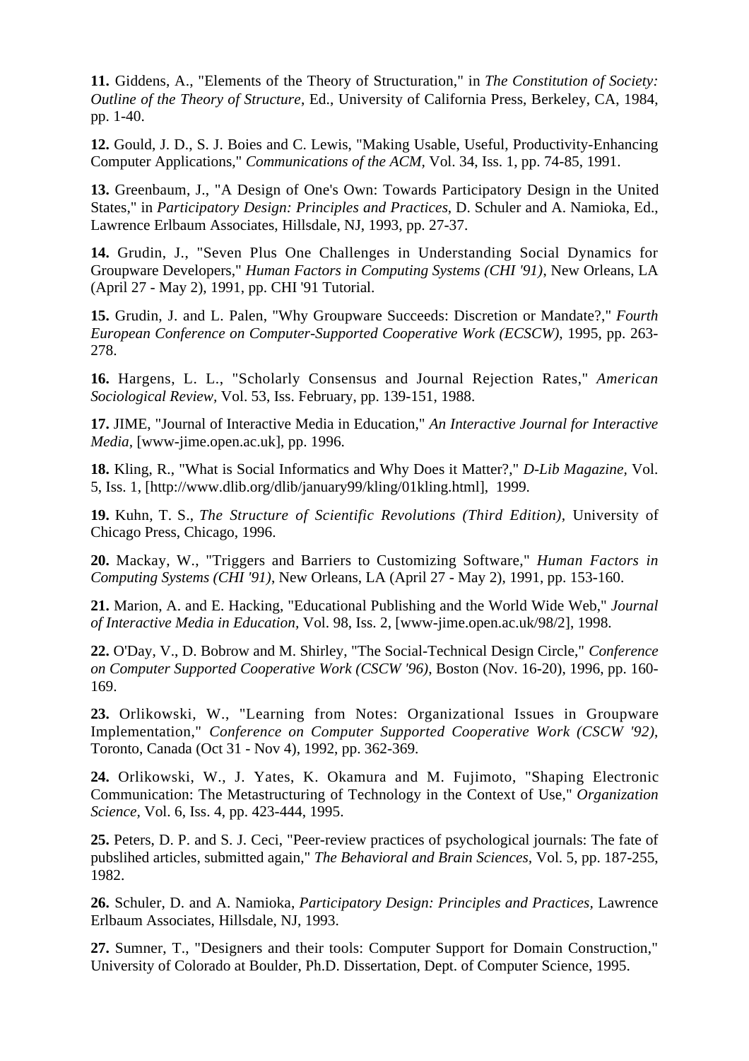**11.** Giddens, A., "Elements of the Theory of Structuration," in *The Constitution of Society: Outline of the Theory of Structure*, Ed., University of California Press, Berkeley, CA, 1984, pp. 1-40.

**12.** Gould, J. D., S. J. Boies and C. Lewis, "Making Usable, Useful, Productivity-Enhancing Computer Applications," *Communications of the ACM*, Vol. 34, Iss. 1, pp. 74-85, 1991.

**13.** Greenbaum, J., "A Design of One's Own: Towards Participatory Design in the United States," in *Participatory Design: Principles and Practices*, D. Schuler and A. Namioka, Ed., Lawrence Erlbaum Associates, Hillsdale, NJ, 1993, pp. 27-37.

**14.** Grudin, J., "Seven Plus One Challenges in Understanding Social Dynamics for Groupware Developers," *Human Factors in Computing Systems (CHI '91)*, New Orleans, LA (April 27 - May 2), 1991, pp. CHI '91 Tutorial.

**15.** Grudin, J. and L. Palen, "Why Groupware Succeeds: Discretion or Mandate?," *Fourth European Conference on Computer-Supported Cooperative Work (ECSCW)*, 1995, pp. 263-278.

**16.** Hargens, L. L., "Scholarly Consensus and Journal Rejection Rates," *American Sociological Review*, Vol. 53, Iss. February, pp. 139-151, 1988.

**17.** JIME, "Journal of Interactive Media in Education," *An Interactive Journal for Interactive Media*, [www-jime.open.ac.uk], pp. 1996.

**18.** Kling, R., "What is Social Informatics and Why Does it Matter?," *D-Lib Magazine*, Vol. 5, Iss. 1, [http://www.dlib.org/dlib/january99/kling/01kling.html], 1999.

**19.** Kuhn, T. S., *The Structure of Scientific Revolutions (Third Edition)*, University of Chicago Press, Chicago, 1996.

**20.** Mackay, W., "Triggers and Barriers to Customizing Software," *Human Factors in Computing Systems (CHI '91)*, New Orleans, LA (April 27 - May 2), 1991, pp. 153-160.

**21.** Marion, A. and E. Hacking, "Educational Publishing and the World Wide Web," *Journal of Interactive Media in Education*, Vol. 98, Iss. 2, [www-jime.open.ac.uk/98/2], 1998.

**22.** O'Day, V., D. Bobrow and M. Shirley, "The Social-Technical Design Circle," *Conference on Computer Supported Cooperative Work (CSCW '96)*, Boston (Nov. 16-20), 1996, pp. 160-169.

**23.** Orlikowski, W., "Learning from Notes: Organizational Issues in Groupware Implementation," *Conference on Computer Supported Cooperative Work (CSCW '92)*, Toronto, Canada (Oct 31 - Nov 4), 1992, pp. 362-369.

**24.** Orlikowski, W., J. Yates, K. Okamura and M. Fujimoto, "Shaping Electronic Communication: The Metastructuring of Technology in the Context of Use," *Organization Science*, Vol. 6, Iss. 4, pp. 423-444, 1995.

**25.** Peters, D. P. and S. J. Ceci, "Peer-review practices of psychological journals: The fate of pubslihed articles, submitted again," *The Behavioral and Brain Sciences*, Vol. 5, pp. 187-255, 1982.

**26.** Schuler, D. and A. Namioka, *Participatory Design: Principles and Practices*, Lawrence Erlbaum Associates, Hillsdale, NJ, 1993.

**27.** Sumner, T., "Designers and their tools: Computer Support for Domain Construction," University of Colorado at Boulder, Ph.D. Dissertation, Dept. of Computer Science, 1995.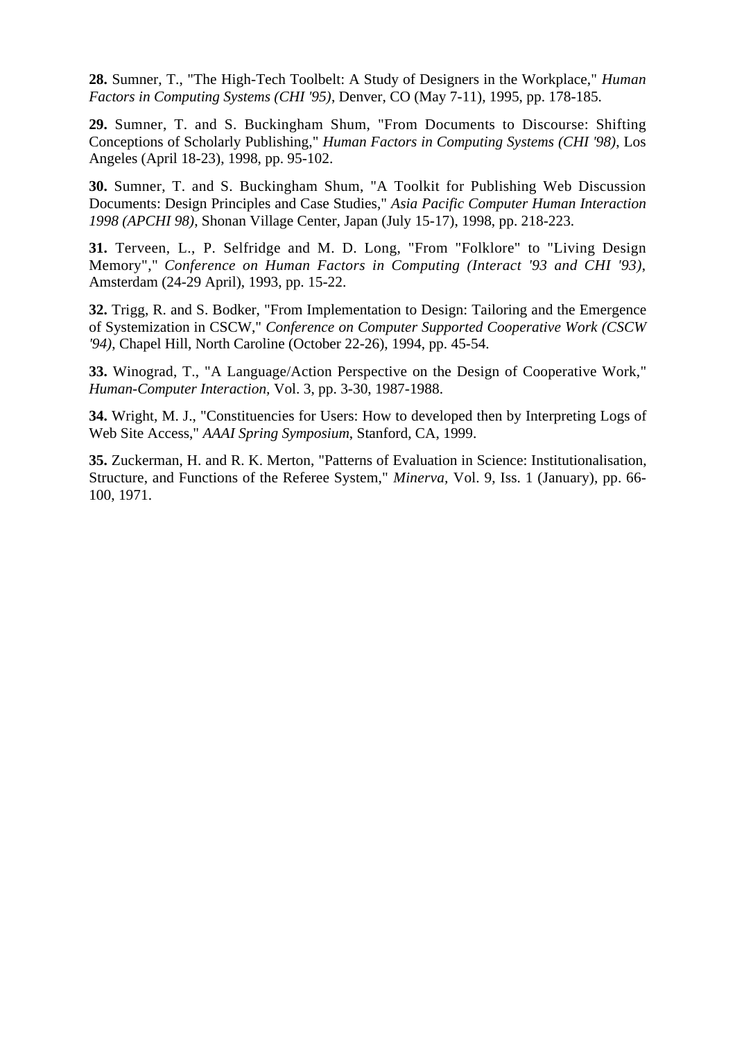**28.** Sumner, T., "The High-Tech Toolbelt: A Study of Designers in the Workplace," *Human Factors in Computing Systems (CHI '95)*, Denver, CO (May 7-11), 1995, pp. 178-185.

**29.** Sumner, T. and S. Buckingham Shum, "From Documents to Discourse: Shifting Conceptions of Scholarly Publishing," *Human Factors in Computing Systems (CHI '98)*, Los Angeles (April 18-23), 1998, pp. 95-102.

**30.** Sumner, T. and S. Buckingham Shum, "A Toolkit for Publishing Web Discussion Documents: Design Principles and Case Studies," *Asia Pacific Computer Human Interaction 1998 (APCHI 98)*, Shonan Village Center, Japan (July 15-17), 1998, pp. 218-223.

**31.** Terveen, L., P. Selfridge and M. D. Long, "From "Folklore" to "Living Design Memory"," *Conference on Human Factors in Computing (Interact '93 and CHI '93)*, Amsterdam (24-29 April), 1993, pp. 15-22.

**32.** Trigg, R. and S. Bodker, "From Implementation to Design: Tailoring and the Emergence of Systemization in CSCW," *Conference on Computer Supported Cooperative Work (CSCW '94)*, Chapel Hill, North Caroline (October 22-26), 1994, pp. 45-54.

**33.** Winograd, T., "A Language/Action Perspective on the Design of Cooperative Work," *Human-Computer Interaction*, Vol. 3, pp. 3-30, 1987-1988.

**34.** Wright, M. J., "Constituencies for Users: How to developed then by Interpreting Logs of Web Site Access," *AAAI Spring Symposium*, Stanford, CA, 1999.

**35.** Zuckerman, H. and R. K. Merton, "Patterns of Evaluation in Science: Institutionalisation, Structure, and Functions of the Referee System," *Minerva*, Vol. 9, Iss. 1 (January), pp. 66-100, 1971.